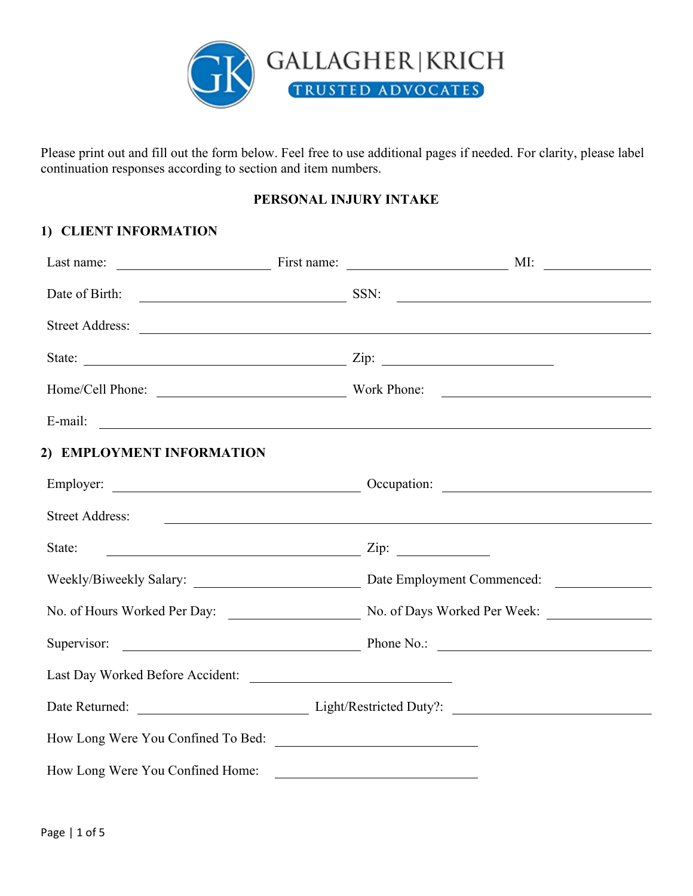GALLAGHER | KRICH

TRUSTED ADVOCATES

Please print out and fill out the form below. Feel free to use additional pages if needed. For clarity, please label continuation responses according to section and item numbers.

## PERSONAL INJURY INTAKE

### 1) CLIENT INFORMATION

Last name: ____________________ First name: ____________________ MI: ____________

Date of Birth: ____________________________ SSN: ____________________________

Street Address: ______________________________________________________________

State: ____________________________________ Zip: ______________________

Home/Cell Phone: ________________________ Work Phone: ________________________

E-mail: ______________________________________________________________________

### 2) EMPLOYMENT INFORMATION

Employer: ________________________________ Occupation: ________________________

Street Address: ______________________________________________________________

State: ____________________________________ Zip: ____________

Weekly/Biweekly Salary: ____________________ Date Employment Commenced: ____________

No. of Hours Worked Per Day: ________________ No. of Days Worked Per Week: ____________

Supervisor: _______________________________ Phone No.: ________________________

Last Day Worked Before Accident: ___________________________

Date Returned: ______________________ Light/Restricted Duty?: ______________________

How Long Were You Confined To Bed: ___________________________

How Long Were You Confined Home: ___________________________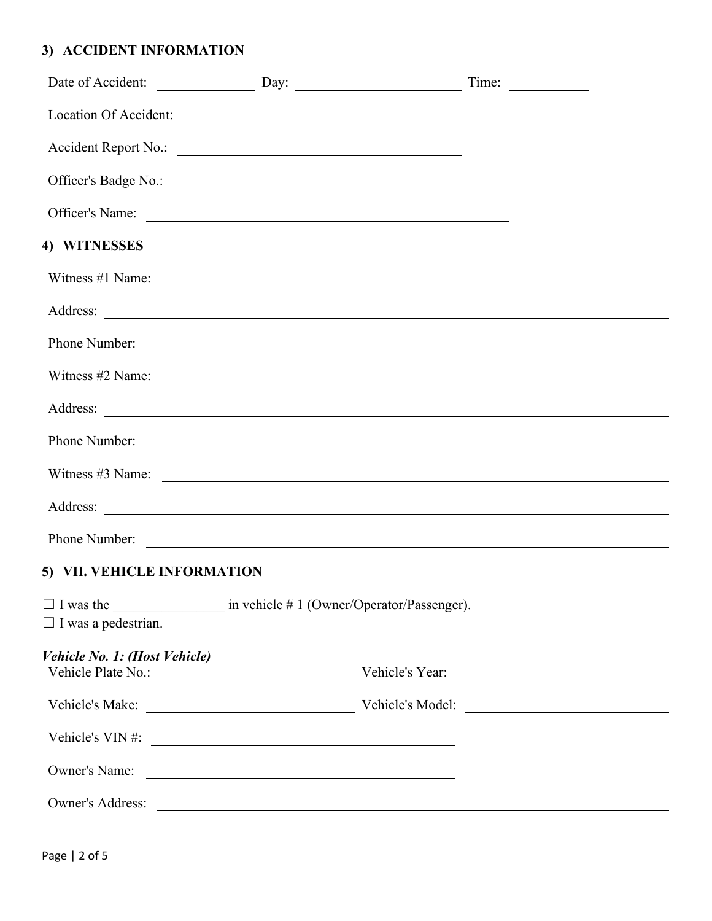## 3) ACCIDENT INFORMATION

Date of Accident: ______________ Day: ________________________ Time: ___________

Location Of Accident: ____________________________________________________________

Accident Report No.: ________________________________________

Officer's Badge No.: ________________________________________

Officer's Name: ___________________________________________________

## 4) WITNESSES

Witness #1 Name: ____________________________________________________________________

Address: ____________________________________________________________________

Phone Number: ____________________________________________________________________

Witness #2 Name: ____________________________________________________________________

Address: ____________________________________________________________________

Phone Number: ____________________________________________________________________

Witness #3 Name: ____________________________________________________________________

Address: ____________________________________________________________________

Phone Number: ____________________________________________________________________

## 5) VII. VEHICLE INFORMATION

☐ I was the ________________ in vehicle # 1 (Owner/Operator/Passenger).
☐ I was a pedestrian.

***Vehicle No. 1: (Host Vehicle)***

Vehicle Plate No.: ___________________________ Vehicle's Year: ___________________________

Vehicle's Make: ______________________________ Vehicle's Model: __________________________

Vehicle's VIN #: ____________________________________________

Owner's Name: ____________________________________________

Owner's Address: ____________________________________________________________________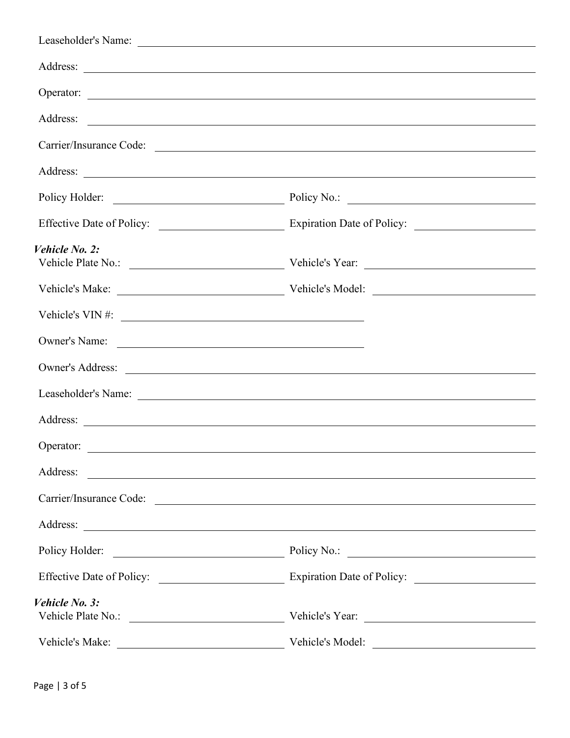Leaseholder's Name: ______________________________________________

Address: ______________________________________________

Operator: ______________________________________________

Address: ______________________________________________

Carrier/Insurance Code: ______________________________________________

Address: ______________________________________________

Policy Holder: ______________________ Policy No.: ______________________

Effective Date of Policy: ______________________ Expiration Date of Policy: ______________________

***Vehicle No. 2:***

Vehicle Plate No.: ______________________ Vehicle's Year: ______________________

Vehicle's Make: ______________________ Vehicle's Model: ______________________

Vehicle's VIN #: ______________________

Owner's Name: ______________________

Owner's Address: ______________________________________________

Leaseholder's Name: ______________________________________________

Address: ______________________________________________

Operator: ______________________________________________

Address: ______________________________________________

Carrier/Insurance Code: ______________________________________________

Address: ______________________________________________

Policy Holder: ______________________ Policy No.: ______________________

Effective Date of Policy: ______________________ Expiration Date of Policy: ______________________

***Vehicle No. 3:***

Vehicle Plate No.: ______________________ Vehicle's Year: ______________________

Vehicle's Make: ______________________ Vehicle's Model: ______________________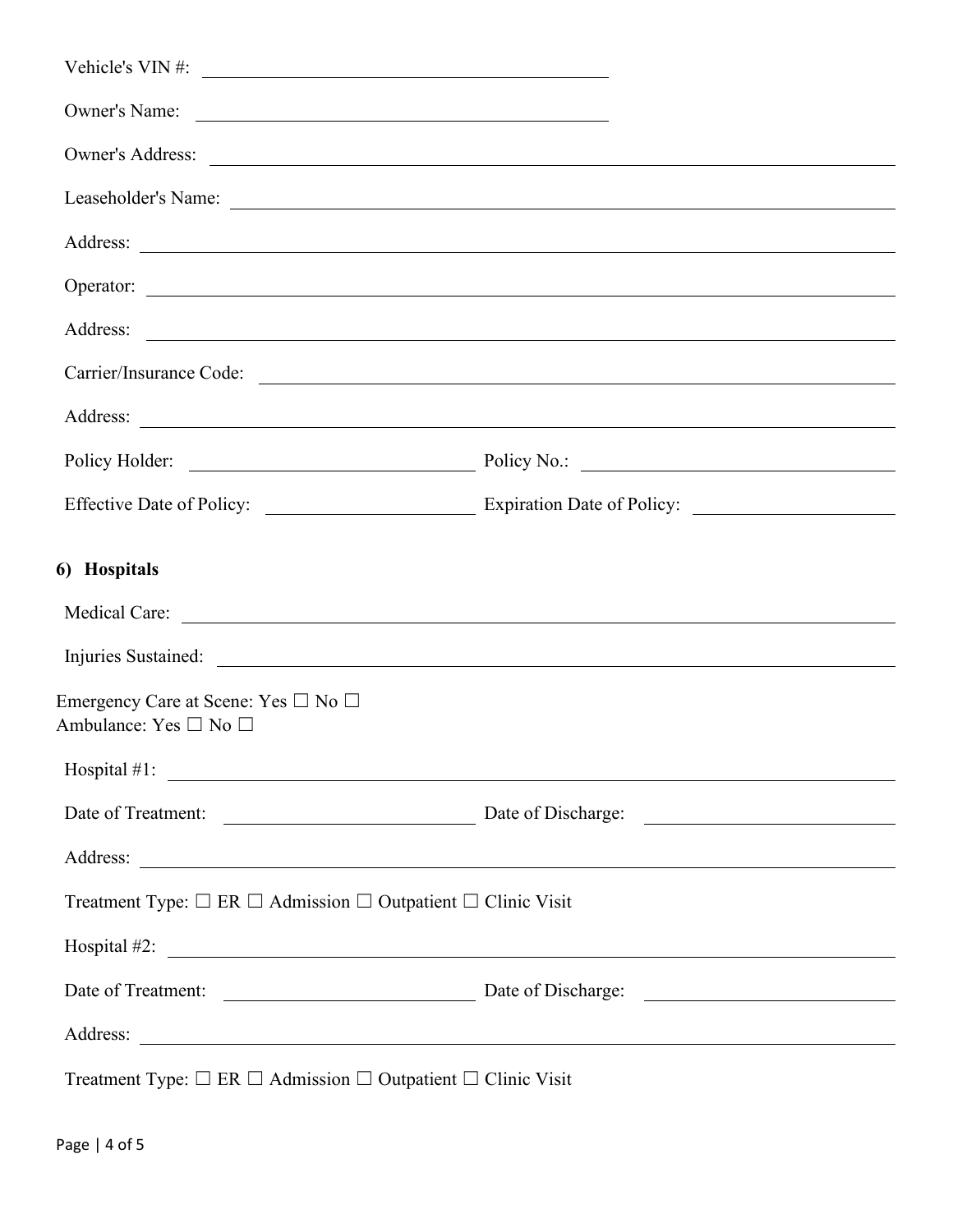Vehicle's VIN #: ______________________________

Owner's Name: ______________________________

Owner's Address: ______________________________

Leaseholder's Name: ______________________________

Address: ______________________________

Operator: ______________________________

Address: ______________________________

Carrier/Insurance Code: ______________________________

Address: ______________________________

Policy Holder: ____________________ Policy No.: ____________________

Effective Date of Policy: ____________________ Expiration Date of Policy: ____________________

**6) Hospitals**

Medical Care: ______________________________

Injuries Sustained: ______________________________

Emergency Care at Scene: Yes ☐ No ☐
Ambulance: Yes ☐ No ☐

Hospital #1: ______________________________

Date of Treatment: ____________________ Date of Discharge: ____________________

Address: ______________________________

Treatment Type: ☐ ER ☐ Admission ☐ Outpatient ☐ Clinic Visit

Hospital #2: ______________________________

Date of Treatment: ____________________ Date of Discharge: ____________________

Address: ______________________________

Treatment Type: ☐ ER ☐ Admission ☐ Outpatient ☐ Clinic Visit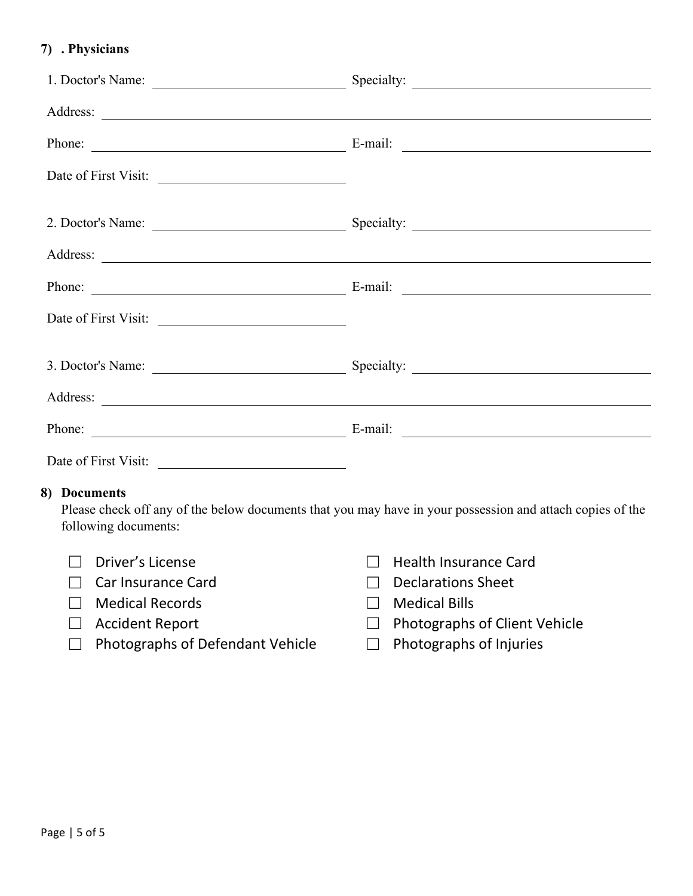**7) . Physicians**

1. Doctor's Name: ______________________ Specialty: ______________________

Address: ____________________________________________

Phone: ______________________ E-mail: ______________________

Date of First Visit: ______________________

2. Doctor's Name: ______________________ Specialty: ______________________

Address: ____________________________________________

Phone: ______________________ E-mail: ______________________

Date of First Visit: ______________________

3. Doctor's Name: ______________________ Specialty: ______________________

Address: ____________________________________________

Phone: ______________________ E-mail: ______________________

Date of First Visit: ______________________

**8) Documents**

Please check off any of the below documents that you may have in your possession and attach copies of the following documents:

- ☐ Driver's License
- ☐ Car Insurance Card
- ☐ Medical Records
- ☐ Accident Report
- ☐ Photographs of Defendant Vehicle
- ☐ Health Insurance Card
- ☐ Declarations Sheet
- ☐ Medical Bills
- ☐ Photographs of Client Vehicle
- ☐ Photographs of Injuries